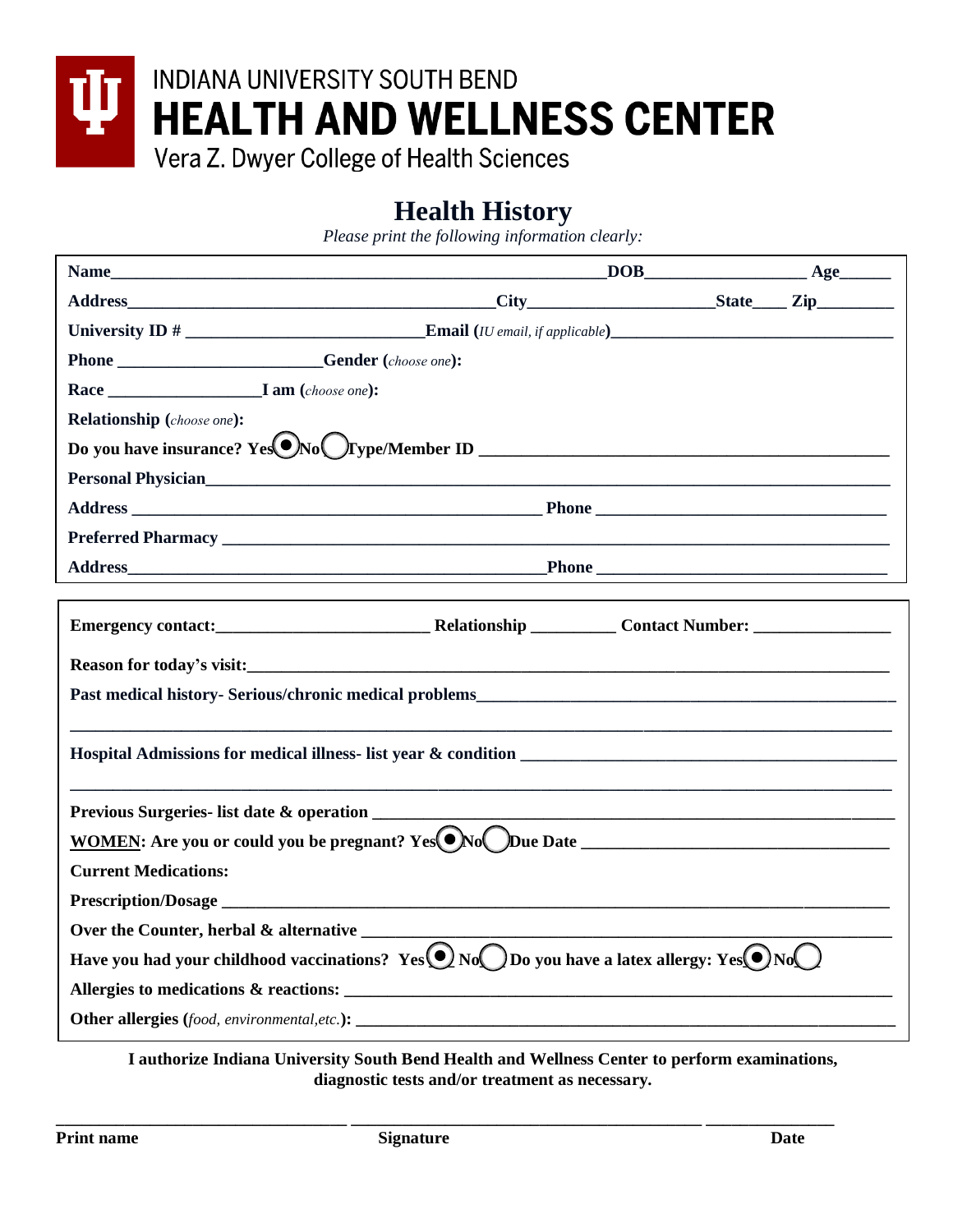INDIANA UNIVERSITY SOUTH BEND

# HEALTH AND WELLNESS CENTER

Vera Z. Dwyer College of Health Sciences

## Health History

*Please print the following information clearly:*

**Name**\_\_\_\_\_\_\_\_\_\_\_\_\_\_\_\_\_\_\_\_\_\_\_\_\_\_\_\_\_\_\_\_\_\_\_\_\_\_\_\_\_\_\_\_\_\_\_\_ **DOB**\_\_\_\_\_\_\_\_\_\_\_\_\_\_\_\_ **Age**\_\_\_\_\_

**Address**\_\_\_\_\_\_\_\_\_\_\_\_\_\_\_\_\_\_\_\_\_\_\_\_\_\_\_\_\_\_\_\_\_\_\_\_ **City**\_\_\_\_\_\_\_\_\_\_\_\_\_\_\_\_\_\_\_ **State**\_\_\_\_ **Zip**\_\_\_\_\_\_\_\_

**University ID #** \_\_\_\_\_\_\_\_\_\_\_\_\_\_\_\_\_\_\_\_\_\_\_\_ **Email** (*IU email, if applicable*)\_\_\_\_\_\_\_\_\_\_\_\_\_\_\_\_\_\_\_\_\_\_\_\_\_\_\_\_\_\_

**Phone** \_\_\_\_\_\_\_\_\_\_\_\_\_\_\_\_\_\_\_\_\_\_ **Gender** (*choose one*):

**Race** \_\_\_\_\_\_\_\_\_\_\_\_\_\_\_\_\_ **I am** (*choose one*):

**Relationship** (*choose one*):

**Do you have insurance?** Yes ◉ No ○ **Type/Member ID** \_\_\_\_\_\_\_\_\_\_\_\_\_\_\_\_\_\_\_\_\_\_\_\_\_\_\_\_\_\_\_\_\_\_\_\_\_\_\_\_

**Personal Physician**\_\_\_\_\_\_\_\_\_\_\_\_\_\_\_\_\_\_\_\_\_\_\_\_\_\_\_\_\_\_\_\_\_\_\_\_\_\_\_\_\_\_\_\_\_\_\_\_\_\_\_\_\_\_\_\_\_\_\_\_\_\_\_\_\_\_

**Address** \_\_\_\_\_\_\_\_\_\_\_\_\_\_\_\_\_\_\_\_\_\_\_\_\_\_\_\_\_\_\_\_\_\_\_\_\_\_\_\_\_\_ **Phone** \_\_\_\_\_\_\_\_\_\_\_\_\_\_\_\_\_\_\_\_\_\_\_\_\_\_\_\_\_\_

**Preferred Pharmacy** \_\_\_\_\_\_\_\_\_\_\_\_\_\_\_\_\_\_\_\_\_\_\_\_\_\_\_\_\_\_\_\_\_\_\_\_\_\_\_\_\_\_\_\_\_\_\_\_\_\_\_\_\_\_\_\_\_\_\_\_\_\_\_\_\_

**Address**\_\_\_\_\_\_\_\_\_\_\_\_\_\_\_\_\_\_\_\_\_\_\_\_\_\_\_\_\_\_\_\_\_\_\_\_\_\_\_\_\_\_ **Phone** \_\_\_\_\_\_\_\_\_\_\_\_\_\_\_\_\_\_\_\_\_\_\_\_\_\_\_\_\_\_

---

**Emergency contact:**\_\_\_\_\_\_\_\_\_\_\_\_\_\_\_\_\_\_\_\_\_\_ **Relationship** \_\_\_\_\_\_\_\_\_ **Contact Number:** \_\_\_\_\_\_\_\_\_\_\_\_\_\_\_

**Reason for today's visit:**\_\_\_\_\_\_\_\_\_\_\_\_\_\_\_\_\_\_\_\_\_\_\_\_\_\_\_\_\_\_\_\_\_\_\_\_\_\_\_\_\_\_\_\_\_\_\_\_\_\_\_\_\_\_\_\_\_\_\_\_\_\_\_

**Past medical history- Serious/chronic medical problems**\_\_\_\_\_\_\_\_\_\_\_\_\_\_\_\_\_\_\_\_\_\_\_\_\_\_\_\_\_\_\_\_\_\_\_\_\_\_\_\_\_

\_\_\_\_\_\_\_\_\_\_\_\_\_\_\_\_\_\_\_\_\_\_\_\_\_\_\_\_\_\_\_\_\_\_\_\_\_\_\_\_\_\_\_\_\_\_\_\_\_\_\_\_\_\_\_\_\_\_\_\_\_\_\_\_\_\_\_\_\_\_\_\_\_\_\_\_\_\_\_\_\_\_\_\_

**Hospital Admissions for medical illness- list year & condition** \_\_\_\_\_\_\_\_\_\_\_\_\_\_\_\_\_\_\_\_\_\_\_\_\_\_\_\_\_\_\_\_\_\_\_\_\_

\_\_\_\_\_\_\_\_\_\_\_\_\_\_\_\_\_\_\_\_\_\_\_\_\_\_\_\_\_\_\_\_\_\_\_\_\_\_\_\_\_\_\_\_\_\_\_\_\_\_\_\_\_\_\_\_\_\_\_\_\_\_\_\_\_\_\_\_\_\_\_\_\_\_\_\_\_\_\_\_\_\_\_\_

**Previous Surgeries- list date & operation** \_\_\_\_\_\_\_\_\_\_\_\_\_\_\_\_\_\_\_\_\_\_\_\_\_\_\_\_\_\_\_\_\_\_\_\_\_\_\_\_\_\_\_\_\_\_\_\_\_\_\_

**<u>WOMEN</u>: Are you or could you be pregnant?** Yes ◉ No ○ **Due Date** \_\_\_\_\_\_\_\_\_\_\_\_\_\_\_\_\_\_\_\_\_\_\_\_\_\_\_\_\_\_

**Current Medications:**

**Prescription/Dosage** \_\_\_\_\_\_\_\_\_\_\_\_\_\_\_\_\_\_\_\_\_\_\_\_\_\_\_\_\_\_\_\_\_\_\_\_\_\_\_\_\_\_\_\_\_\_\_\_\_\_\_\_\_\_\_\_\_\_\_\_\_\_\_\_\_\_\_

**Over the Counter, herbal & alternative** \_\_\_\_\_\_\_\_\_\_\_\_\_\_\_\_\_\_\_\_\_\_\_\_\_\_\_\_\_\_\_\_\_\_\_\_\_\_\_\_\_\_\_\_\_\_\_\_\_\_\_\_\_

**Have you had your childhood vaccinations?** Yes ◉ No ○ **Do you have a latex allergy:** Yes ◉ No ○

**Allergies to medications & reactions:** \_\_\_\_\_\_\_\_\_\_\_\_\_\_\_\_\_\_\_\_\_\_\_\_\_\_\_\_\_\_\_\_\_\_\_\_\_\_\_\_\_\_\_\_\_\_\_\_\_\_\_\_\_\_\_

**Other allergies** (*food, environmental,etc.*)**:** \_\_\_\_\_\_\_\_\_\_\_\_\_\_\_\_\_\_\_\_\_\_\_\_\_\_\_\_\_\_\_\_\_\_\_\_\_\_\_\_\_\_\_\_\_\_\_\_\_\_\_\_

**I authorize Indiana University South Bend Health and Wellness Center to perform examinations, diagnostic tests and/or treatment as necessary.**

\_\_\_\_\_\_\_\_\_\_\_\_\_\_\_\_\_\_\_\_\_\_\_\_\_\_\_\_\_\_ \_\_\_\_\_\_\_\_\_\_\_\_\_\_\_\_\_\_\_\_\_\_\_\_\_\_\_\_\_\_\_\_\_\_\_\_\_ \_\_\_\_\_\_\_\_\_\_\_\_\_\_

**Print name** **Signature** **Date**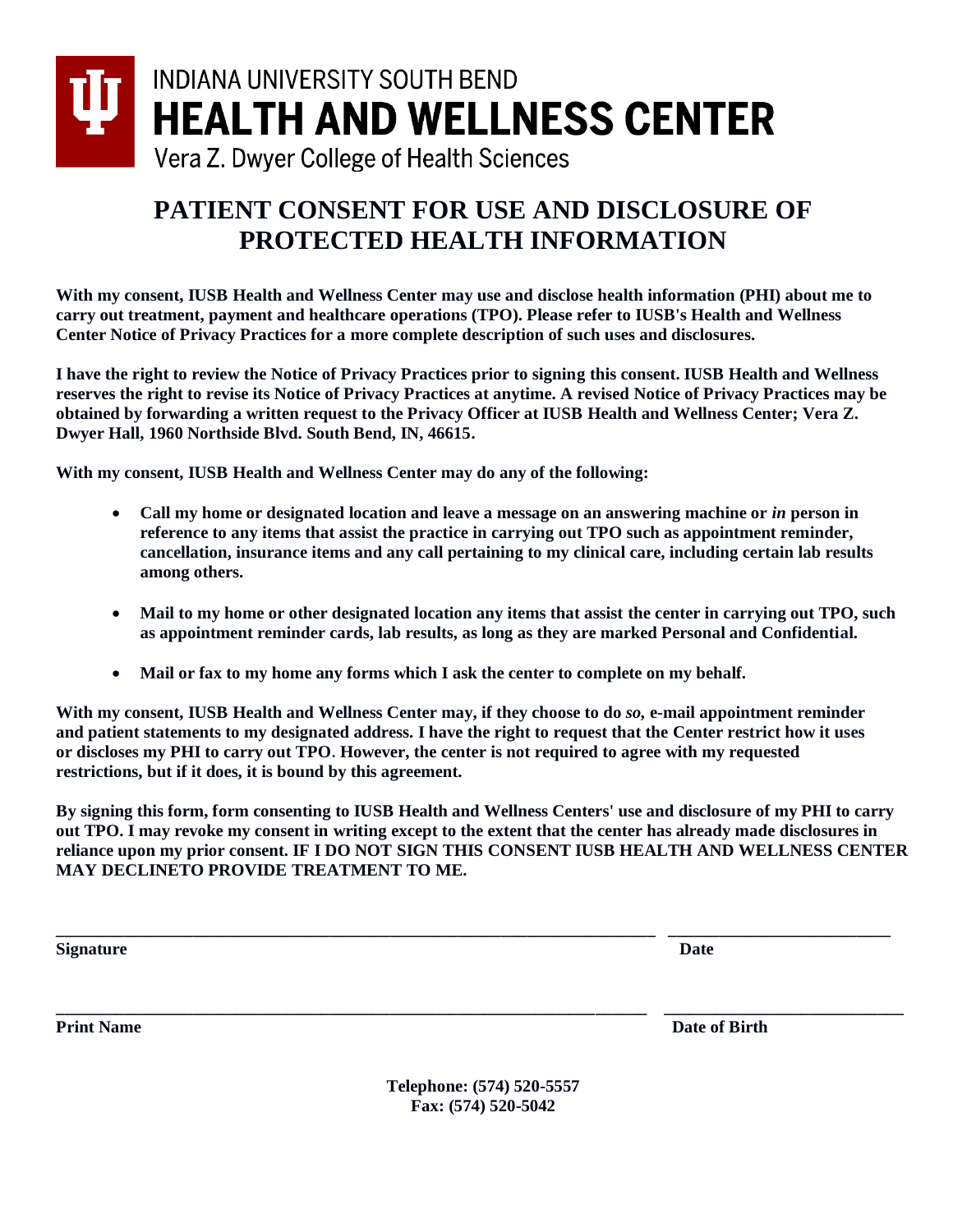INDIANA UNIVERSITY SOUTH BEND

**HEALTH AND WELLNESS CENTER**

Vera Z. Dwyer College of Health Sciences

# PATIENT CONSENT FOR USE AND DISCLOSURE OF PROTECTED HEALTH INFORMATION

**With my consent, IUSB Health and Wellness Center may use and disclose health information (PHI) about me to carry out treatment, payment and healthcare operations (TPO). Please refer to IUSB's Health and Wellness Center Notice of Privacy Practices for a more complete description of such uses and disclosures.**

**I have the right to review the Notice of Privacy Practices prior to signing this consent. IUSB Health and Wellness reserves the right to revise its Notice of Privacy Practices at anytime. A revised Notice of Privacy Practices may be obtained by forwarding a written request to the Privacy Officer at IUSB Health and Wellness Center; Vera Z. Dwyer Hall, 1960 Northside Blvd. South Bend, IN, 46615.**

**With my consent, IUSB Health and Wellness Center may do any of the following:**

- **Call my home or designated location and leave a message on an answering machine or *in* person in reference to any items that assist the practice in carrying out TPO such as appointment reminder, cancellation, insurance items and any call pertaining to my clinical care, including certain lab results among others.**
- **Mail to my home or other designated location any items that assist the center in carrying out TPO, such as appointment reminder cards, lab results, as long as they are marked Personal and Confidential.**
- **Mail or fax to my home any forms which I ask the center to complete on my behalf.**

**With my consent, IUSB Health and Wellness Center may, if they choose to do *so*, e-mail appointment reminder and patient statements to my designated address. I have the right to request that the Center restrict how it uses or discloses my PHI to carry out TPO. However, the center is not required to agree with my requested restrictions, but if it does, it is bound by this agreement.**

**By signing this form, form consenting to IUSB Health and Wellness Centers' use and disclosure of my PHI to carry out TPO. I may revoke my consent in writing except to the extent that the center has already made disclosures in reliance upon my prior consent. IF I DO NOT SIGN THIS CONSENT IUSB HEALTH AND WELLNESS CENTER MAY DECLINETO PROVIDE TREATMENT TO ME.**

\_\_\_\_\_\_\_\_\_\_\_\_\_\_\_\_\_\_\_\_\_\_\_\_\_\_\_\_\_\_\_\_\_\_\_\_\_\_\_\_\_\_\_\_\_\_\_\_\_\_\_\_\_\_\_\_\_\_ \_\_\_\_\_\_\_\_\_\_\_\_\_\_\_\_\_\_\_\_\_\_

**Signature** **Date**

\_\_\_\_\_\_\_\_\_\_\_\_\_\_\_\_\_\_\_\_\_\_\_\_\_\_\_\_\_\_\_\_\_\_\_\_\_\_\_\_\_\_\_\_\_\_\_\_\_\_\_\_\_\_\_\_\_\_ \_\_\_\_\_\_\_\_\_\_\_\_\_\_\_\_\_\_\_\_\_\_

**Print Name** **Date of Birth**

**Telephone: (574) 520-5557**
**Fax: (574) 520-5042**